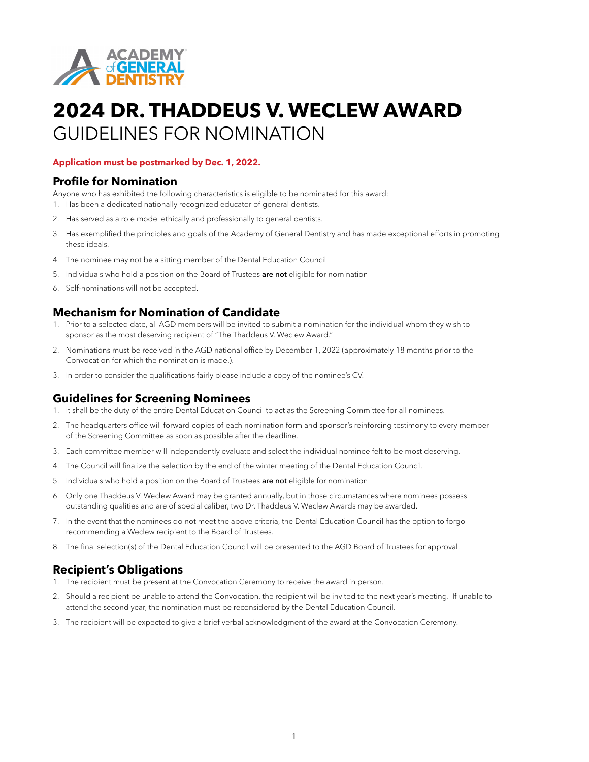# 2024 DR. THADDEUS V. WECLEW AWARD
GUIDELINES FOR NOMINATION

**Application must be postmarked by Dec. 1, 2022.**

## Profile for Nomination

Anyone who has exhibited the following characteristics is eligible to be nominated for this award:

1. Has been a dedicated nationally recognized educator of general dentists.
2. Has served as a role model ethically and professionally to general dentists.
3. Has exemplified the principles and goals of the Academy of General Dentistry and has made exceptional efforts in promoting these ideals.
4. The nominee may not be a sitting member of the Dental Education Council
5. Individuals who hold a position on the Board of Trustees **are not** eligible for nomination
6. Self-nominations will not be accepted.

## Mechanism for Nomination of Candidate

1. Prior to a selected date, all AGD members will be invited to submit a nomination for the individual whom they wish to sponsor as the most deserving recipient of "The Thaddeus V. Weclew Award."
2. Nominations must be received in the AGD national office by December 1, 2022 (approximately 18 months prior to the Convocation for which the nomination is made.).
3. In order to consider the qualifications fairly please include a copy of the nominee's CV.

## Guidelines for Screening Nominees

1. It shall be the duty of the entire Dental Education Council to act as the Screening Committee for all nominees.
2. The headquarters office will forward copies of each nomination form and sponsor's reinforcing testimony to every member of the Screening Committee as soon as possible after the deadline.
3. Each committee member will independently evaluate and select the individual nominee felt to be most deserving.
4. The Council will finalize the selection by the end of the winter meeting of the Dental Education Council.
5. Individuals who hold a position on the Board of Trustees **are not** eligible for nomination
6. Only one Thaddeus V. Weclew Award may be granted annually, but in those circumstances where nominees possess outstanding qualities and are of special caliber, two Dr. Thaddeus V. Weclew Awards may be awarded.
7. In the event that the nominees do not meet the above criteria, the Dental Education Council has the option to forgo recommending a Weclew recipient to the Board of Trustees.
8. The final selection(s) of the Dental Education Council will be presented to the AGD Board of Trustees for approval.

## Recipient's Obligations

1. The recipient must be present at the Convocation Ceremony to receive the award in person.
2. Should a recipient be unable to attend the Convocation, the recipient will be invited to the next year's meeting. If unable to attend the second year, the nomination must be reconsidered by the Dental Education Council.
3. The recipient will be expected to give a brief verbal acknowledgment of the award at the Convocation Ceremony.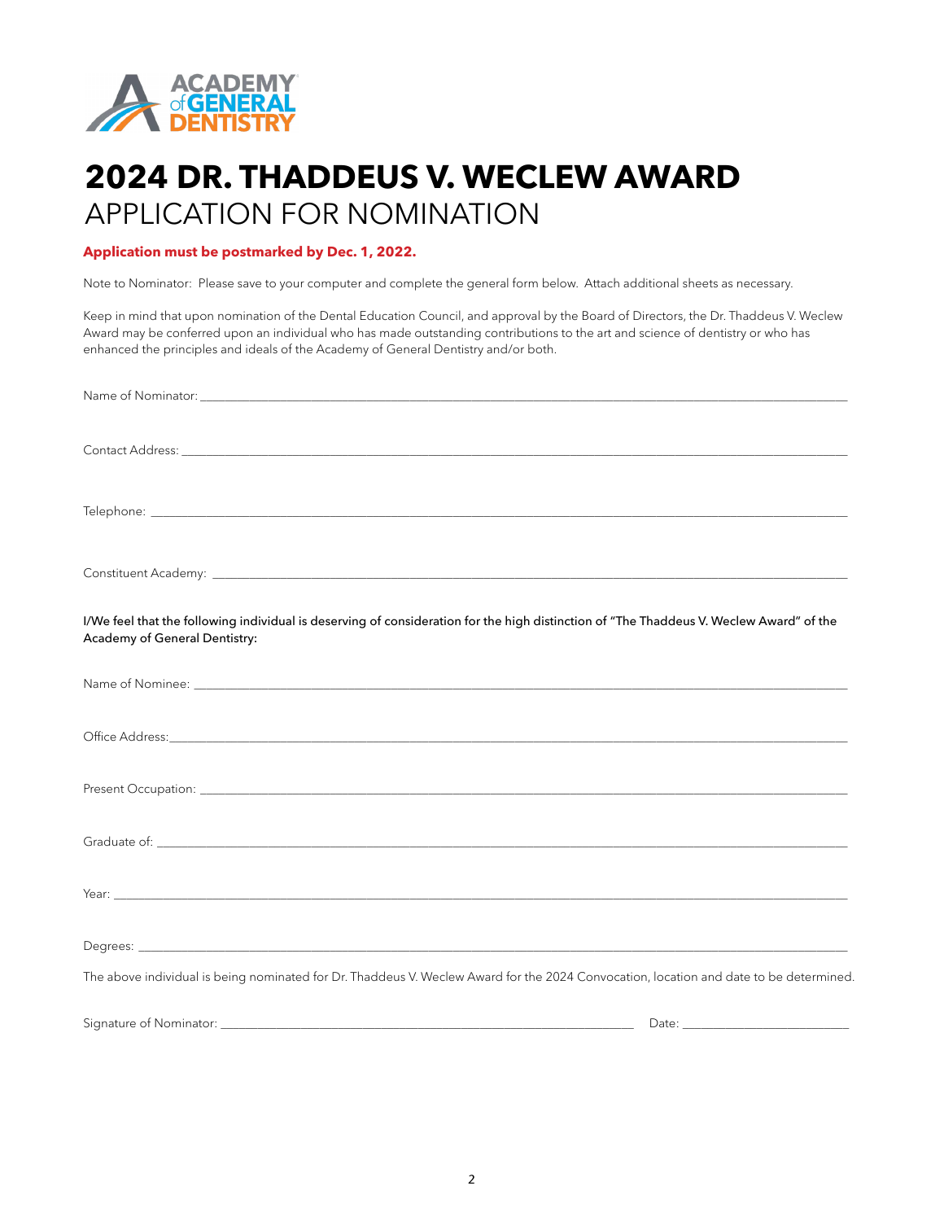# 2024 DR. THADDEUS V. WECLEW AWARD

## APPLICATION FOR NOMINATION

**Application must be postmarked by Dec. 1, 2022.**

Note to Nominator: Please save to your computer and complete the general form below. Attach additional sheets as necessary.

Keep in mind that upon nomination of the Dental Education Council, and approval by the Board of Directors, the Dr. Thaddeus V. Weclew Award may be conferred upon an individual who has made outstanding contributions to the art and science of dentistry or who has enhanced the principles and ideals of the Academy of General Dentistry and/or both.

Name of Nominator: ___________________________________________

Contact Address: ___________________________________________

Telephone: ___________________________________________

Constituent Academy: ___________________________________________

I/We feel that the following individual is deserving of consideration for the high distinction of "The Thaddeus V. Weclew Award" of the Academy of General Dentistry:

Name of Nominee: ___________________________________________

Office Address: ___________________________________________

Present Occupation: ___________________________________________

Graduate of: ___________________________________________

Year: ___________________________________________

Degrees: ___________________________________________

The above individual is being nominated for Dr. Thaddeus V. Weclew Award for the 2024 Convocation, location and date to be determined.

Signature of Nominator: ______________________________ Date: ________________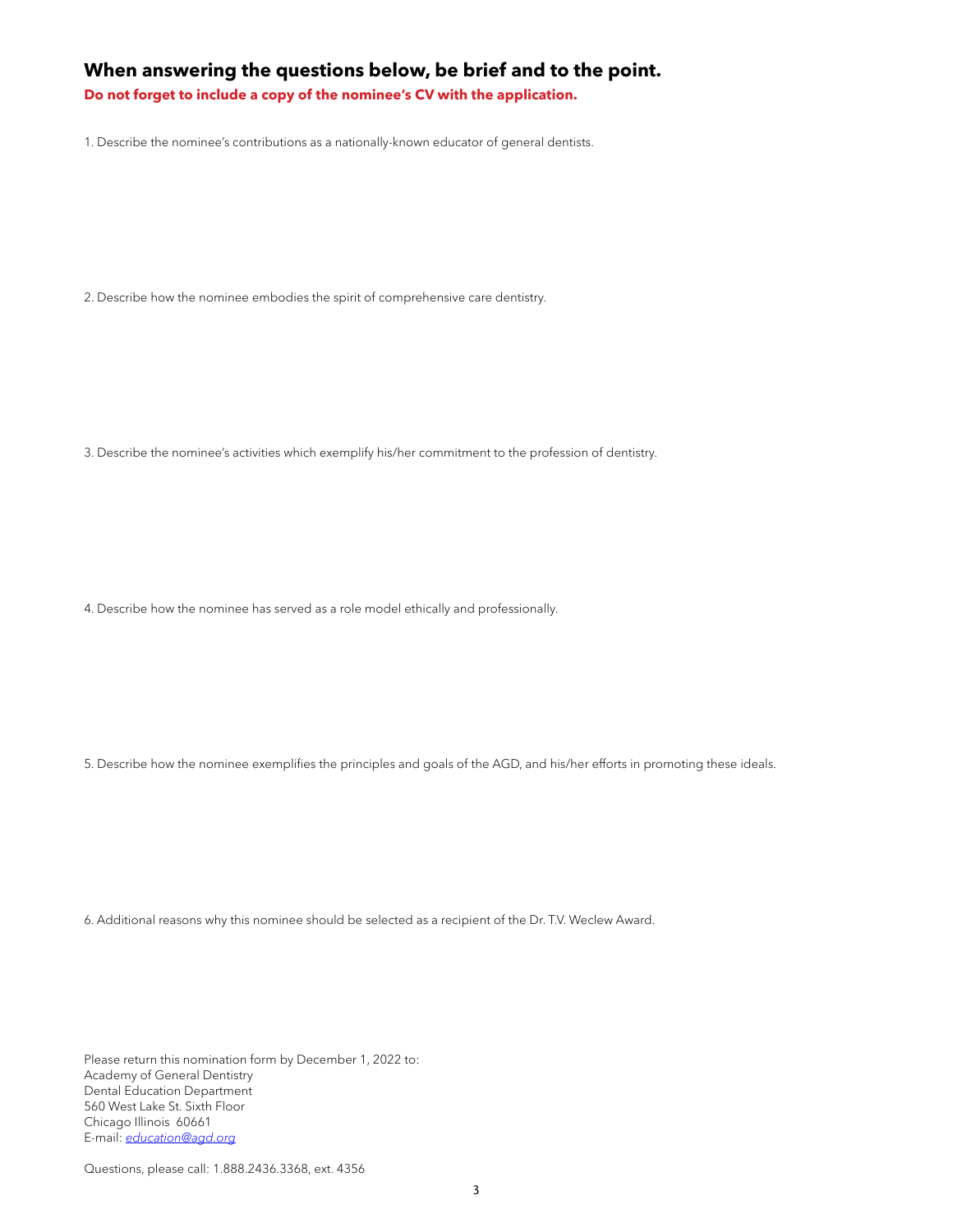## When answering the questions below, be brief and to the point.

**Do not forget to include a copy of the nominee's CV with the application.**

1. Describe the nominee's contributions as a nationally-known educator of general dentists.

2. Describe how the nominee embodies the spirit of comprehensive care dentistry.

3. Describe the nominee's activities which exemplify his/her commitment to the profession of dentistry.

4. Describe how the nominee has served as a role model ethically and professionally.

5. Describe how the nominee exemplifies the principles and goals of the AGD, and his/her efforts in promoting these ideals.

6. Additional reasons why this nominee should be selected as a recipient of the Dr. T.V. Weclew Award.

Please return this nomination form by December 1, 2022 to:
Academy of General Dentistry
Dental Education Department
560 West Lake St. Sixth Floor
Chicago Illinois 60661
E-mail: *education@agd.org*

Questions, please call: 1.888.2436.3368, ext. 4356